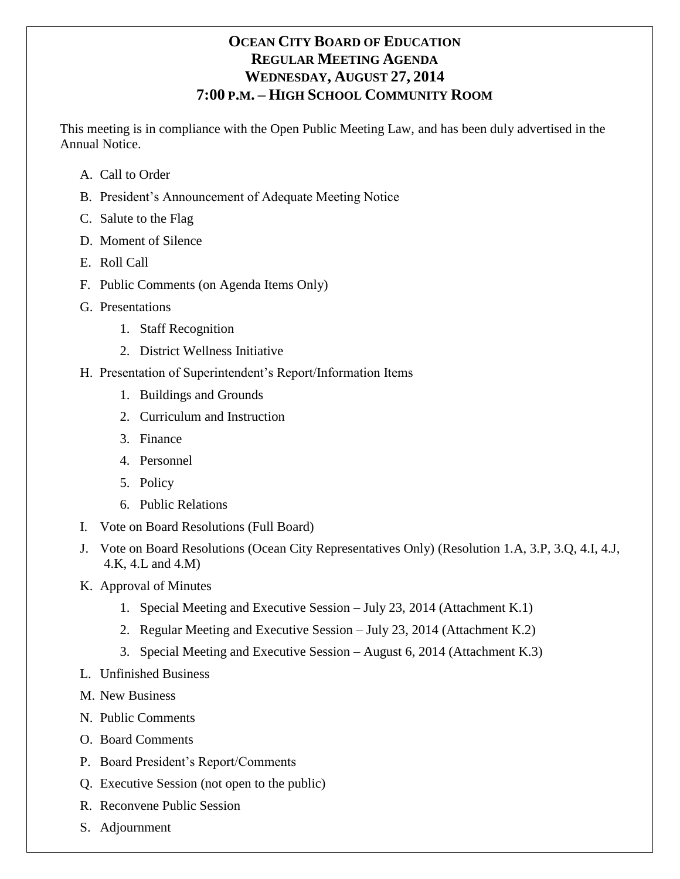# OCEAN CITY BOARD OF EDUCATION
## REGULAR MEETING AGENDA
## WEDNESDAY, AUGUST 27, 2014
## 7:00 P.M. – HIGH SCHOOL COMMUNITY ROOM

This meeting is in compliance with the Open Public Meeting Law, and has been duly advertised in the Annual Notice.

A. Call to Order

B. President's Announcement of Adequate Meeting Notice

C. Salute to the Flag

D. Moment of Silence

E. Roll Call

F. Public Comments (on Agenda Items Only)

G. Presentations
   1. Staff Recognition
   2. District Wellness Initiative

H. Presentation of Superintendent's Report/Information Items
   1. Buildings and Grounds
   2. Curriculum and Instruction
   3. Finance
   4. Personnel
   5. Policy
   6. Public Relations

I. Vote on Board Resolutions (Full Board)

J. Vote on Board Resolutions (Ocean City Representatives Only) (Resolution 1.A, 3.P, 3.Q, 4.I, 4.J, 4.K, 4.L and 4.M)

K. Approval of Minutes
   1. Special Meeting and Executive Session – July 23, 2014 (Attachment K.1)
   2. Regular Meeting and Executive Session – July 23, 2014 (Attachment K.2)
   3. Special Meeting and Executive Session – August 6, 2014 (Attachment K.3)

L. Unfinished Business

M. New Business

N. Public Comments

O. Board Comments

P. Board President's Report/Comments

Q. Executive Session (not open to the public)

R. Reconvene Public Session

S. Adjournment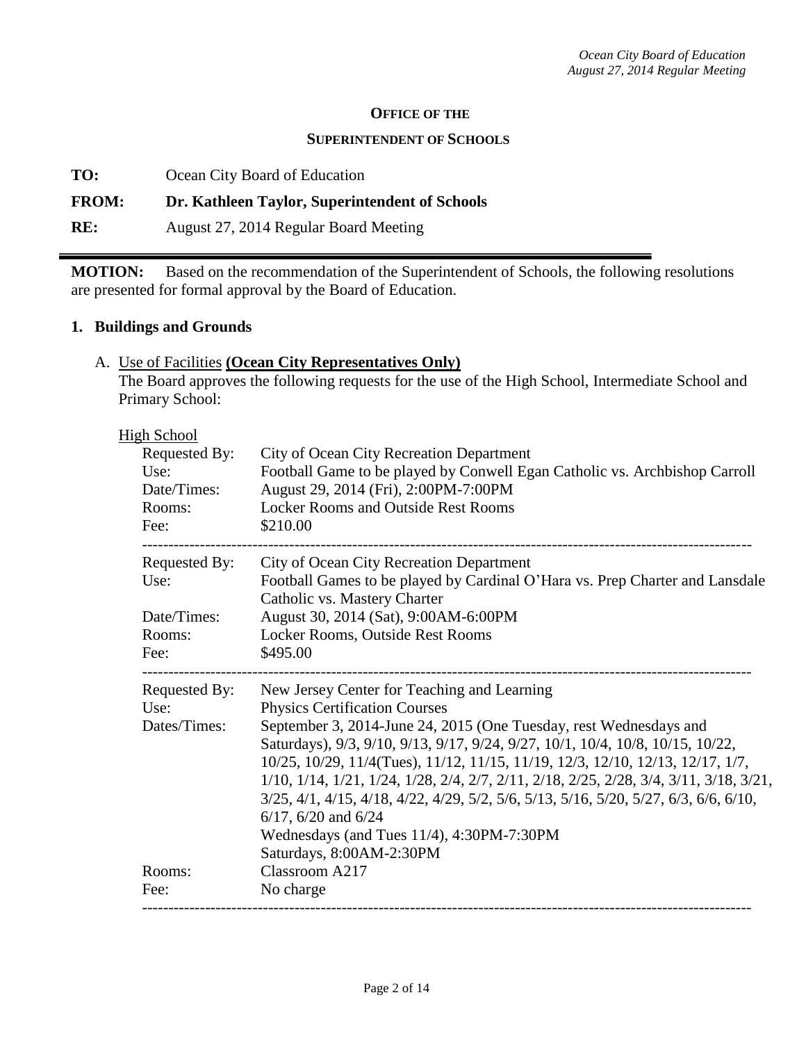**OFFICE OF THE**

**SUPERINTENDENT OF SCHOOLS**

**TO:** Ocean City Board of Education

**FROM: Dr. Kathleen Taylor, Superintendent of Schools**

**RE:** August 27, 2014 Regular Board Meeting

---

**MOTION:** Based on the recommendation of the Superintendent of Schools, the following resolutions are presented for formal approval by the Board of Education.

## 1. Buildings and Grounds

A. Use of Facilities **(Ocean City Representatives Only)**

The Board approves the following requests for the use of the High School, Intermediate School and Primary School:

High School

Requested By: City of Ocean City Recreation Department
Use: Football Game to be played by Conwell Egan Catholic vs. Archbishop Carroll
Date/Times: August 29, 2014 (Fri), 2:00PM-7:00PM
Rooms: Locker Rooms and Outside Rest Rooms
Fee: $210.00

---

Requested By: City of Ocean City Recreation Department
Use: Football Games to be played by Cardinal O'Hara vs. Prep Charter and Lansdale Catholic vs. Mastery Charter
Date/Times: August 30, 2014 (Sat), 9:00AM-6:00PM
Rooms: Locker Rooms, Outside Rest Rooms
Fee: $495.00

---

Requested By: New Jersey Center for Teaching and Learning
Use: Physics Certification Courses
Dates/Times: September 3, 2014-June 24, 2015 (One Tuesday, rest Wednesdays and Saturdays), 9/3, 9/10, 9/13, 9/17, 9/24, 9/27, 10/1, 10/4, 10/8, 10/15, 10/22, 10/25, 10/29, 11/4(Tues), 11/12, 11/15, 11/19, 12/3, 12/10, 12/13, 12/17, 1/7, 1/10, 1/14, 1/21, 1/24, 1/28, 2/4, 2/7, 2/11, 2/18, 2/25, 2/28, 3/4, 3/11, 3/18, 3/21, 3/25, 4/1, 4/15, 4/18, 4/22, 4/29, 5/2, 5/6, 5/13, 5/16, 5/20, 5/27, 6/3, 6/6, 6/10, 6/17, 6/20 and 6/24
Wednesdays (and Tues 11/4), 4:30PM-7:30PM
Saturdays, 8:00AM-2:30PM
Rooms: Classroom A217
Fee: No charge

---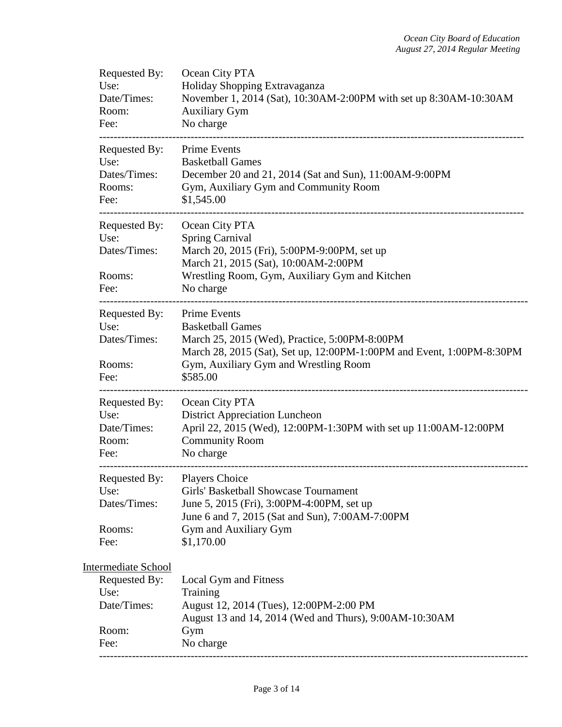Requested By: Ocean City PTA
Use: Holiday Shopping Extravaganza
Date/Times: November 1, 2014 (Sat), 10:30AM-2:00PM with set up 8:30AM-10:30AM
Room: Auxiliary Gym
Fee: No charge

---

Requested By: Prime Events
Use: Basketball Games
Dates/Times: December 20 and 21, 2014 (Sat and Sun), 11:00AM-9:00PM
Rooms: Gym, Auxiliary Gym and Community Room
Fee: $1,545.00

---

Requested By: Ocean City PTA
Use: Spring Carnival
Dates/Times: March 20, 2015 (Fri), 5:00PM-9:00PM, set up
March 21, 2015 (Sat), 10:00AM-2:00PM
Rooms: Wrestling Room, Gym, Auxiliary Gym and Kitchen
Fee: No charge

---

Requested By: Prime Events
Use: Basketball Games
Dates/Times: March 25, 2015 (Wed), Practice, 5:00PM-8:00PM
March 28, 2015 (Sat), Set up, 12:00PM-1:00PM and Event, 1:00PM-8:30PM
Rooms: Gym, Auxiliary Gym and Wrestling Room
Fee: $585.00

---

Requested By: Ocean City PTA
Use: District Appreciation Luncheon
Date/Times: April 22, 2015 (Wed), 12:00PM-1:30PM with set up 11:00AM-12:00PM
Room: Community Room
Fee: No charge

---

Requested By: Players Choice
Use: Girls' Basketball Showcase Tournament
Dates/Times: June 5, 2015 (Fri), 3:00PM-4:00PM, set up
June 6 and 7, 2015 (Sat and Sun), 7:00AM-7:00PM
Rooms: Gym and Auxiliary Gym
Fee: $1,170.00

<u>Intermediate School</u>

Requested By: Local Gym and Fitness
Use: Training
Date/Times: August 12, 2014 (Tues), 12:00PM-2:00 PM
August 13 and 14, 2014 (Wed and Thurs), 9:00AM-10:30AM
Room: Gym
Fee: No charge

---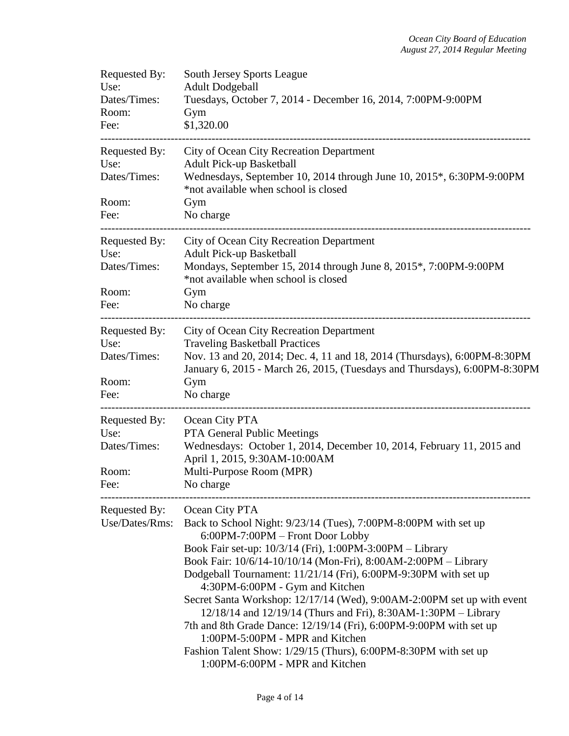Requested By: South Jersey Sports League
Use: Adult Dodgeball
Dates/Times: Tuesdays, October 7, 2014 - December 16, 2014, 7:00PM-9:00PM
Room: Gym
Fee: $1,320.00

---

Requested By: City of Ocean City Recreation Department
Use: Adult Pick-up Basketball
Dates/Times: Wednesdays, September 10, 2014 through June 10, 2015*, 6:30PM-9:00PM
*not available when school is closed
Room: Gym
Fee: No charge

---

Requested By: City of Ocean City Recreation Department
Use: Adult Pick-up Basketball
Dates/Times: Mondays, September 15, 2014 through June 8, 2015*, 7:00PM-9:00PM
*not available when school is closed
Room: Gym
Fee: No charge

---

Requested By: City of Ocean City Recreation Department
Use: Traveling Basketball Practices
Dates/Times: Nov. 13 and 20, 2014; Dec. 4, 11 and 18, 2014 (Thursdays), 6:00PM-8:30PM
January 6, 2015 - March 26, 2015, (Tuesdays and Thursdays), 6:00PM-8:30PM
Room: Gym
Fee: No charge

---

Requested By: Ocean City PTA
Use: PTA General Public Meetings
Dates/Times: Wednesdays: October 1, 2014, December 10, 2014, February 11, 2015 and April 1, 2015, 9:30AM-10:00AM
Room: Multi-Purpose Room (MPR)
Fee: No charge

---

Requested By: Ocean City PTA
Use/Dates/Rms: Back to School Night: 9/23/14 (Tues), 7:00PM-8:00PM with set up 6:00PM-7:00PM – Front Door Lobby
Book Fair set-up: 10/3/14 (Fri), 1:00PM-3:00PM – Library
Book Fair: 10/6/14-10/10/14 (Mon-Fri), 8:00AM-2:00PM – Library
Dodgeball Tournament: 11/21/14 (Fri), 6:00PM-9:30PM with set up 4:30PM-6:00PM - Gym and Kitchen
Secret Santa Workshop: 12/17/14 (Wed), 9:00AM-2:00PM set up with event 12/18/14 and 12/19/14 (Thurs and Fri), 8:30AM-1:30PM – Library
7th and 8th Grade Dance: 12/19/14 (Fri), 6:00PM-9:00PM with set up 1:00PM-5:00PM - MPR and Kitchen
Fashion Talent Show: 1/29/15 (Thurs), 6:00PM-8:30PM with set up 1:00PM-6:00PM - MPR and Kitchen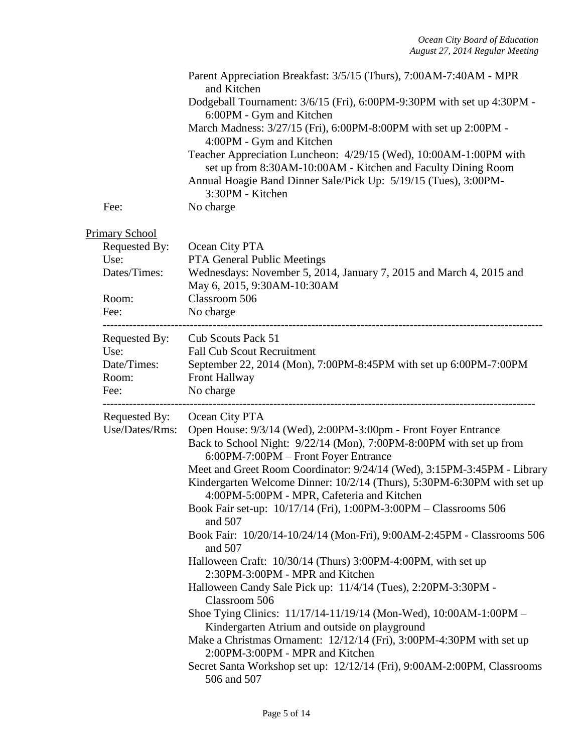Parent Appreciation Breakfast: 3/5/15 (Thurs), 7:00AM-7:40AM - MPR and Kitchen
Dodgeball Tournament: 3/6/15 (Fri), 6:00PM-9:30PM with set up 4:30PM - 6:00PM - Gym and Kitchen
March Madness: 3/27/15 (Fri), 6:00PM-8:00PM with set up 2:00PM - 4:00PM - Gym and Kitchen
Teacher Appreciation Luncheon: 4/29/15 (Wed), 10:00AM-1:00PM with set up from 8:30AM-10:00AM - Kitchen and Faculty Dining Room
Annual Hoagie Band Dinner Sale/Pick Up: 5/19/15 (Tues), 3:00PM-3:30PM - Kitchen

Fee: No charge

Primary School

Requested By: Ocean City PTA
Use: PTA General Public Meetings
Dates/Times: Wednesdays: November 5, 2014, January 7, 2015 and March 4, 2015 and May 6, 2015, 9:30AM-10:30AM
Room: Classroom 506
Fee: No charge

---

Requested By: Cub Scouts Pack 51
Use: Fall Cub Scout Recruitment
Date/Times: September 22, 2014 (Mon), 7:00PM-8:45PM with set up 6:00PM-7:00PM
Room: Front Hallway
Fee: No charge

---

Requested By: Ocean City PTA
Use/Dates/Rms: Open House: 9/3/14 (Wed), 2:00PM-3:00pm - Front Foyer Entrance
Back to School Night: 9/22/14 (Mon), 7:00PM-8:00PM with set up from 6:00PM-7:00PM – Front Foyer Entrance
Meet and Greet Room Coordinator: 9/24/14 (Wed), 3:15PM-3:45PM - Library
Kindergarten Welcome Dinner: 10/2/14 (Thurs), 5:30PM-6:30PM with set up 4:00PM-5:00PM - MPR, Cafeteria and Kitchen
Book Fair set-up: 10/17/14 (Fri), 1:00PM-3:00PM – Classrooms 506 and 507
Book Fair: 10/20/14-10/24/14 (Mon-Fri), 9:00AM-2:45PM - Classrooms 506 and 507
Halloween Craft: 10/30/14 (Thurs) 3:00PM-4:00PM, with set up 2:30PM-3:00PM - MPR and Kitchen
Halloween Candy Sale Pick up: 11/4/14 (Tues), 2:20PM-3:30PM - Classroom 506
Shoe Tying Clinics: 11/17/14-11/19/14 (Mon-Wed), 10:00AM-1:00PM – Kindergarten Atrium and outside on playground
Make a Christmas Ornament: 12/12/14 (Fri), 3:00PM-4:30PM with set up 2:00PM-3:00PM - MPR and Kitchen
Secret Santa Workshop set up: 12/12/14 (Fri), 9:00AM-2:00PM, Classrooms 506 and 507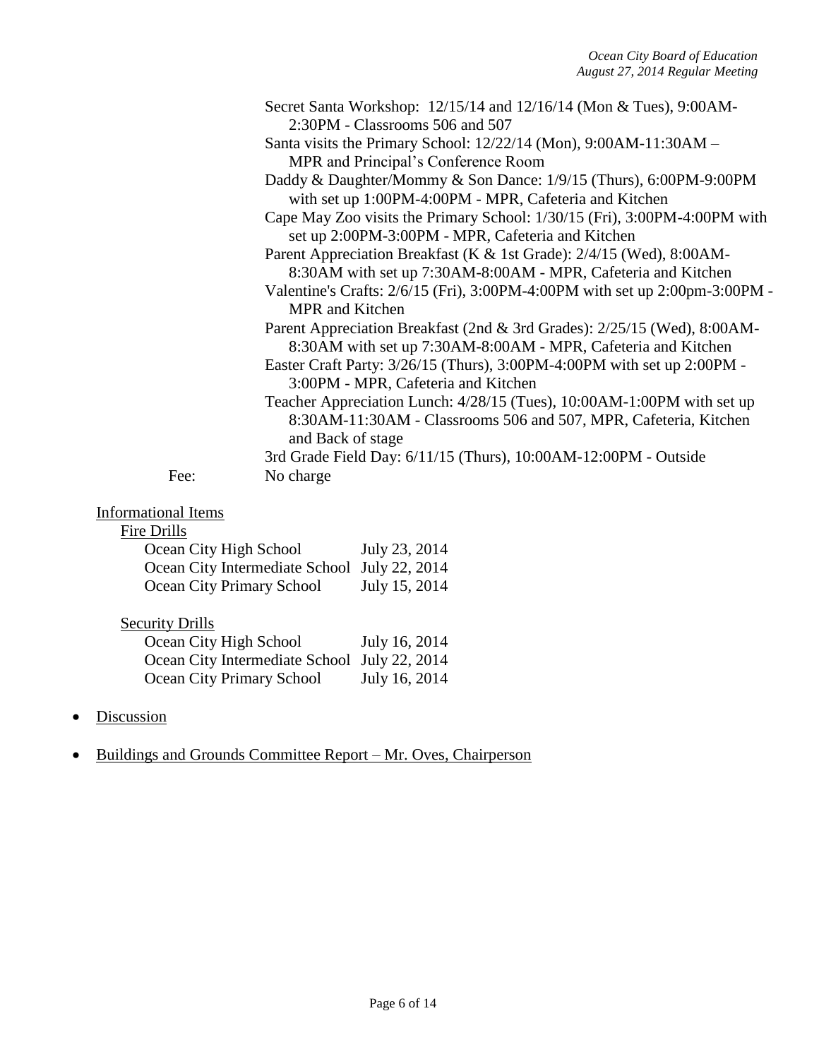Secret Santa Workshop: 12/15/14 and 12/16/14 (Mon & Tues), 9:00AM-2:30PM - Classrooms 506 and 507

Santa visits the Primary School: 12/22/14 (Mon), 9:00AM-11:30AM – MPR and Principal's Conference Room

Daddy & Daughter/Mommy & Son Dance: 1/9/15 (Thurs), 6:00PM-9:00PM with set up 1:00PM-4:00PM - MPR, Cafeteria and Kitchen

Cape May Zoo visits the Primary School: 1/30/15 (Fri), 3:00PM-4:00PM with set up 2:00PM-3:00PM - MPR, Cafeteria and Kitchen

Parent Appreciation Breakfast (K & 1st Grade): 2/4/15 (Wed), 8:00AM-8:30AM with set up 7:30AM-8:00AM - MPR, Cafeteria and Kitchen

Valentine's Crafts: 2/6/15 (Fri), 3:00PM-4:00PM with set up 2:00pm-3:00PM - MPR and Kitchen

Parent Appreciation Breakfast (2nd & 3rd Grades): 2/25/15 (Wed), 8:00AM-8:30AM with set up 7:30AM-8:00AM - MPR, Cafeteria and Kitchen

Easter Craft Party: 3/26/15 (Thurs), 3:00PM-4:00PM with set up 2:00PM - 3:00PM - MPR, Cafeteria and Kitchen

Teacher Appreciation Lunch: 4/28/15 (Tues), 10:00AM-1:00PM with set up 8:30AM-11:30AM - Classrooms 506 and 507, MPR, Cafeteria, Kitchen and Back of stage

3rd Grade Field Day: 6/11/15 (Thurs), 10:00AM-12:00PM - Outside

Fee: No charge

Informational Items

Fire Drills

| | |
|---|---|
| Ocean City High School | July 23, 2014 |
| Ocean City Intermediate School | July 22, 2014 |
| Ocean City Primary School | July 15, 2014 |

Security Drills

| | |
|---|---|
| Ocean City High School | July 16, 2014 |
| Ocean City Intermediate School | July 22, 2014 |
| Ocean City Primary School | July 16, 2014 |

- Discussion

- Buildings and Grounds Committee Report – Mr. Oves, Chairperson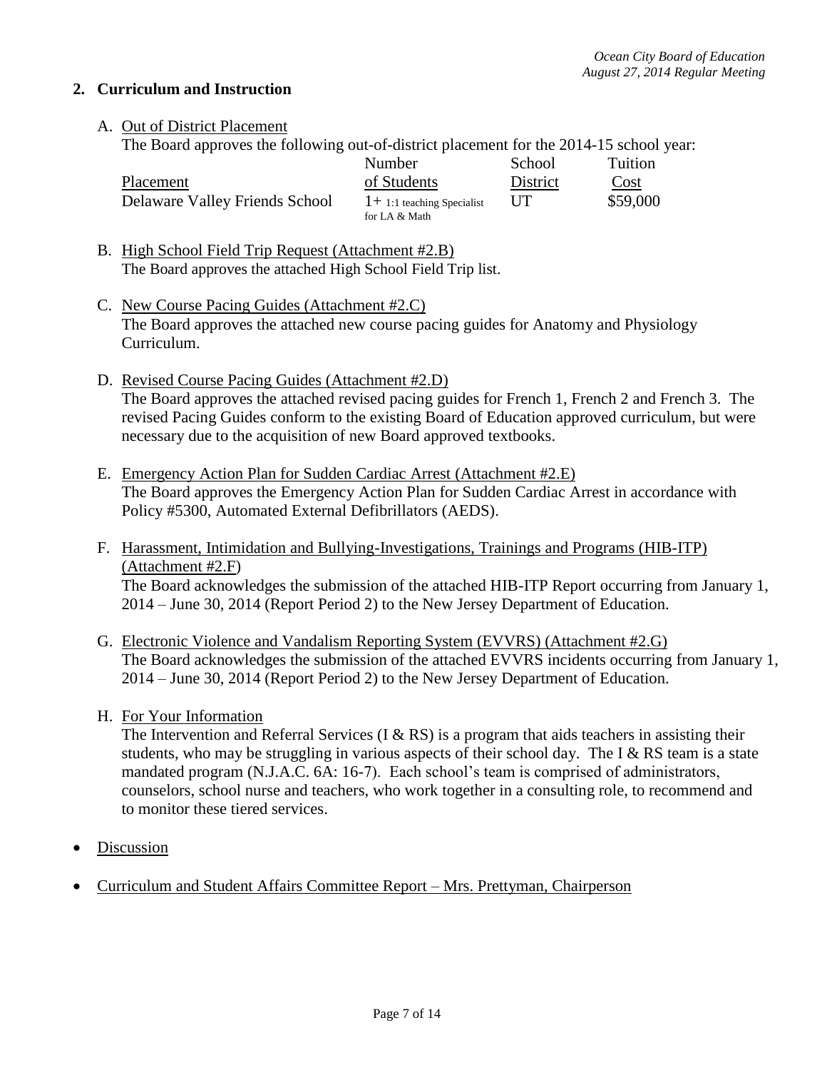## 2. Curriculum and Instruction

A. Out of District Placement

The Board approves the following out-of-district placement for the 2014-15 school year:

| Placement | Number of Students | School District | Tuition Cost |
|---|---|---|---|
| Delaware Valley Friends School | 1+ 1:1 teaching Specialist for LA & Math | UT | $59,000 |

B. High School Field Trip Request (Attachment #2.B)

The Board approves the attached High School Field Trip list.

C. New Course Pacing Guides (Attachment #2.C)

The Board approves the attached new course pacing guides for Anatomy and Physiology Curriculum.

D. Revised Course Pacing Guides (Attachment #2.D)

The Board approves the attached revised pacing guides for French 1, French 2 and French 3. The revised Pacing Guides conform to the existing Board of Education approved curriculum, but were necessary due to the acquisition of new Board approved textbooks.

E. Emergency Action Plan for Sudden Cardiac Arrest (Attachment #2.E)

The Board approves the Emergency Action Plan for Sudden Cardiac Arrest in accordance with Policy #5300, Automated External Defibrillators (AEDS).

F. Harassment, Intimidation and Bullying-Investigations, Trainings and Programs (HIB-ITP) (Attachment #2.F)

The Board acknowledges the submission of the attached HIB-ITP Report occurring from January 1, 2014 – June 30, 2014 (Report Period 2) to the New Jersey Department of Education.

G. Electronic Violence and Vandalism Reporting System (EVVRS) (Attachment #2.G)

The Board acknowledges the submission of the attached EVVRS incidents occurring from January 1, 2014 – June 30, 2014 (Report Period 2) to the New Jersey Department of Education.

H. For Your Information

The Intervention and Referral Services (I & RS) is a program that aids teachers in assisting their students, who may be struggling in various aspects of their school day. The I & RS team is a state mandated program (N.J.A.C. 6A: 16-7). Each school's team is comprised of administrators, counselors, school nurse and teachers, who work together in a consulting role, to recommend and to monitor these tiered services.

- Discussion
- Curriculum and Student Affairs Committee Report – Mrs. Prettyman, Chairperson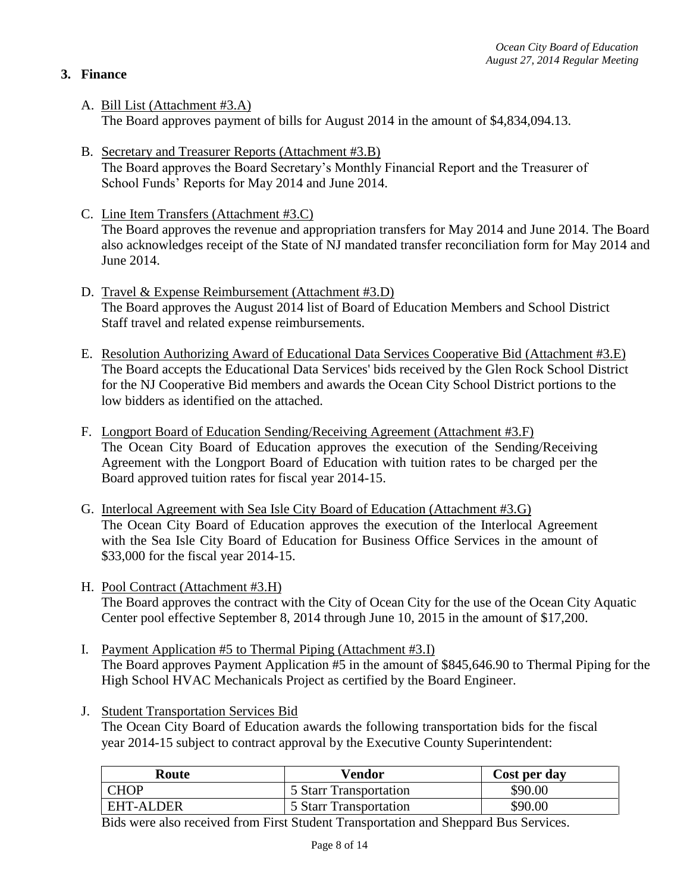## 3. Finance

A. Bill List (Attachment #3.A)
The Board approves payment of bills for August 2014 in the amount of $4,834,094.13.

B. Secretary and Treasurer Reports (Attachment #3.B)
The Board approves the Board Secretary's Monthly Financial Report and the Treasurer of School Funds' Reports for May 2014 and June 2014.

C. Line Item Transfers (Attachment #3.C)
The Board approves the revenue and appropriation transfers for May 2014 and June 2014. The Board also acknowledges receipt of the State of NJ mandated transfer reconciliation form for May 2014 and June 2014.

D. Travel & Expense Reimbursement (Attachment #3.D)
The Board approves the August 2014 list of Board of Education Members and School District Staff travel and related expense reimbursements.

E. Resolution Authorizing Award of Educational Data Services Cooperative Bid (Attachment #3.E)
The Board accepts the Educational Data Services' bids received by the Glen Rock School District for the NJ Cooperative Bid members and awards the Ocean City School District portions to the low bidders as identified on the attached.

F. Longport Board of Education Sending/Receiving Agreement (Attachment #3.F)
The Ocean City Board of Education approves the execution of the Sending/Receiving Agreement with the Longport Board of Education with tuition rates to be charged per the Board approved tuition rates for fiscal year 2014-15.

G. Interlocal Agreement with Sea Isle City Board of Education (Attachment #3.G)
The Ocean City Board of Education approves the execution of the Interlocal Agreement with the Sea Isle City Board of Education for Business Office Services in the amount of $33,000 for the fiscal year 2014-15.

H. Pool Contract (Attachment #3.H)
The Board approves the contract with the City of Ocean City for the use of the Ocean City Aquatic Center pool effective September 8, 2014 through June 10, 2015 in the amount of $17,200.

I. Payment Application #5 to Thermal Piping (Attachment #3.I)
The Board approves Payment Application #5 in the amount of $845,646.90 to Thermal Piping for the High School HVAC Mechanicals Project as certified by the Board Engineer.

J. Student Transportation Services Bid
The Ocean City Board of Education awards the following transportation bids for the fiscal year 2014-15 subject to contract approval by the Executive County Superintendent:

| Route | Vendor | Cost per day |
| --- | --- | --- |
| CHOP | 5 Starr Transportation | $90.00 |
| EHT-ALDER | 5 Starr Transportation | $90.00 |

Bids were also received from First Student Transportation and Sheppard Bus Services.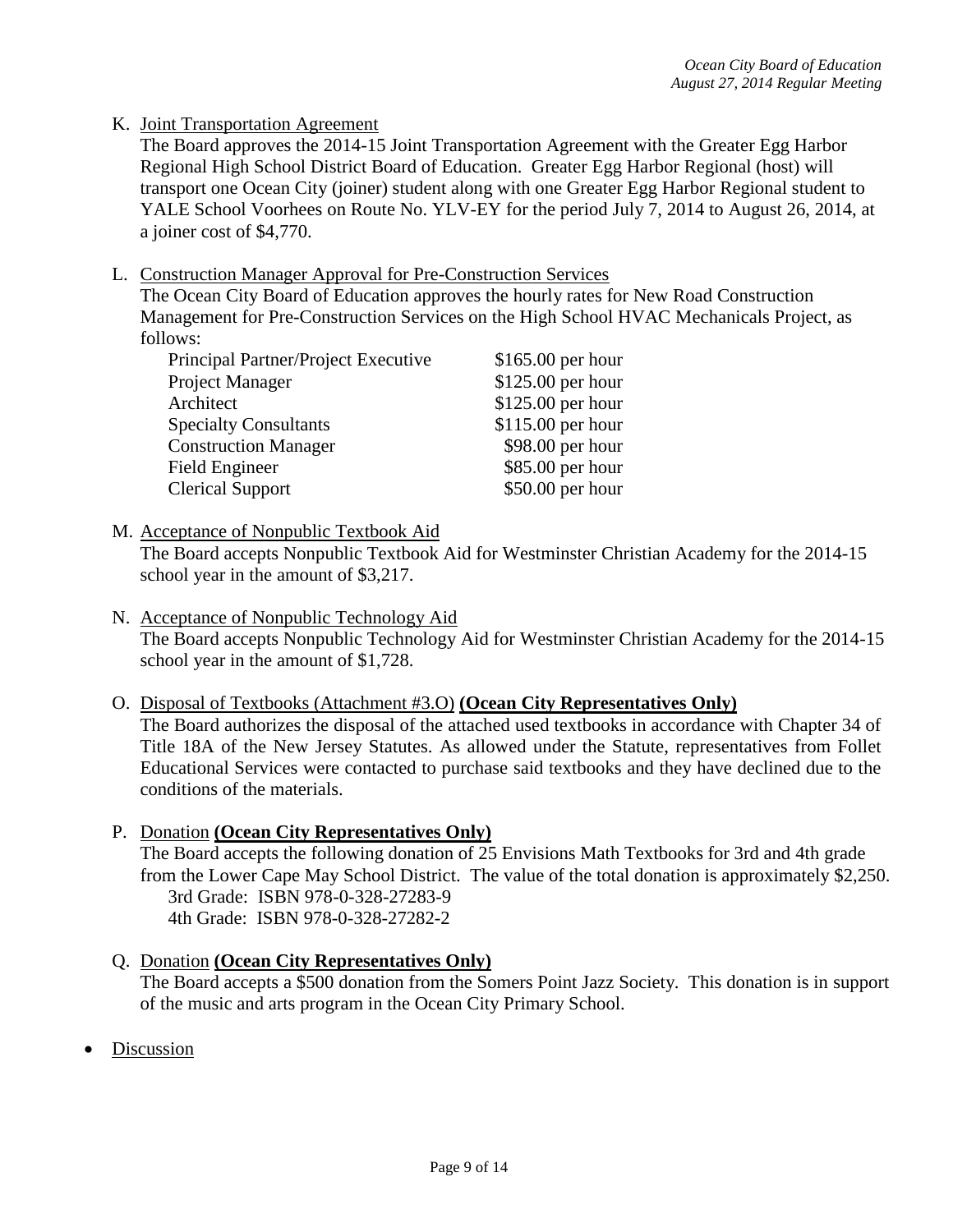K. Joint Transportation Agreement

The Board approves the 2014-15 Joint Transportation Agreement with the Greater Egg Harbor Regional High School District Board of Education. Greater Egg Harbor Regional (host) will transport one Ocean City (joiner) student along with one Greater Egg Harbor Regional student to YALE School Voorhees on Route No. YLV-EY for the period July 7, 2014 to August 26, 2014, at a joiner cost of $4,770.

L. Construction Manager Approval for Pre-Construction Services

The Ocean City Board of Education approves the hourly rates for New Road Construction Management for Pre-Construction Services on the High School HVAC Mechanicals Project, as follows:

| | |
|---|---|
| Principal Partner/Project Executive | $165.00 per hour |
| Project Manager | $125.00 per hour |
| Architect | $125.00 per hour |
| Specialty Consultants | $115.00 per hour |
| Construction Manager | $98.00 per hour |
| Field Engineer | $85.00 per hour |
| Clerical Support | $50.00 per hour |

M. Acceptance of Nonpublic Textbook Aid

The Board accepts Nonpublic Textbook Aid for Westminster Christian Academy for the 2014-15 school year in the amount of $3,217.

N. Acceptance of Nonpublic Technology Aid

The Board accepts Nonpublic Technology Aid for Westminster Christian Academy for the 2014-15 school year in the amount of $1,728.

O. Disposal of Textbooks (Attachment #3.O) **(Ocean City Representatives Only)**

The Board authorizes the disposal of the attached used textbooks in accordance with Chapter 34 of Title 18A of the New Jersey Statutes. As allowed under the Statute, representatives from Follet Educational Services were contacted to purchase said textbooks and they have declined due to the conditions of the materials.

P. Donation **(Ocean City Representatives Only)**

The Board accepts the following donation of 25 Envisions Math Textbooks for 3rd and 4th grade from the Lower Cape May School District. The value of the total donation is approximately $2,250.

3rd Grade: ISBN 978-0-328-27283-9
4th Grade: ISBN 978-0-328-27282-2

Q. Donation **(Ocean City Representatives Only)**

The Board accepts a $500 donation from the Somers Point Jazz Society. This donation is in support of the music and arts program in the Ocean City Primary School.

- Discussion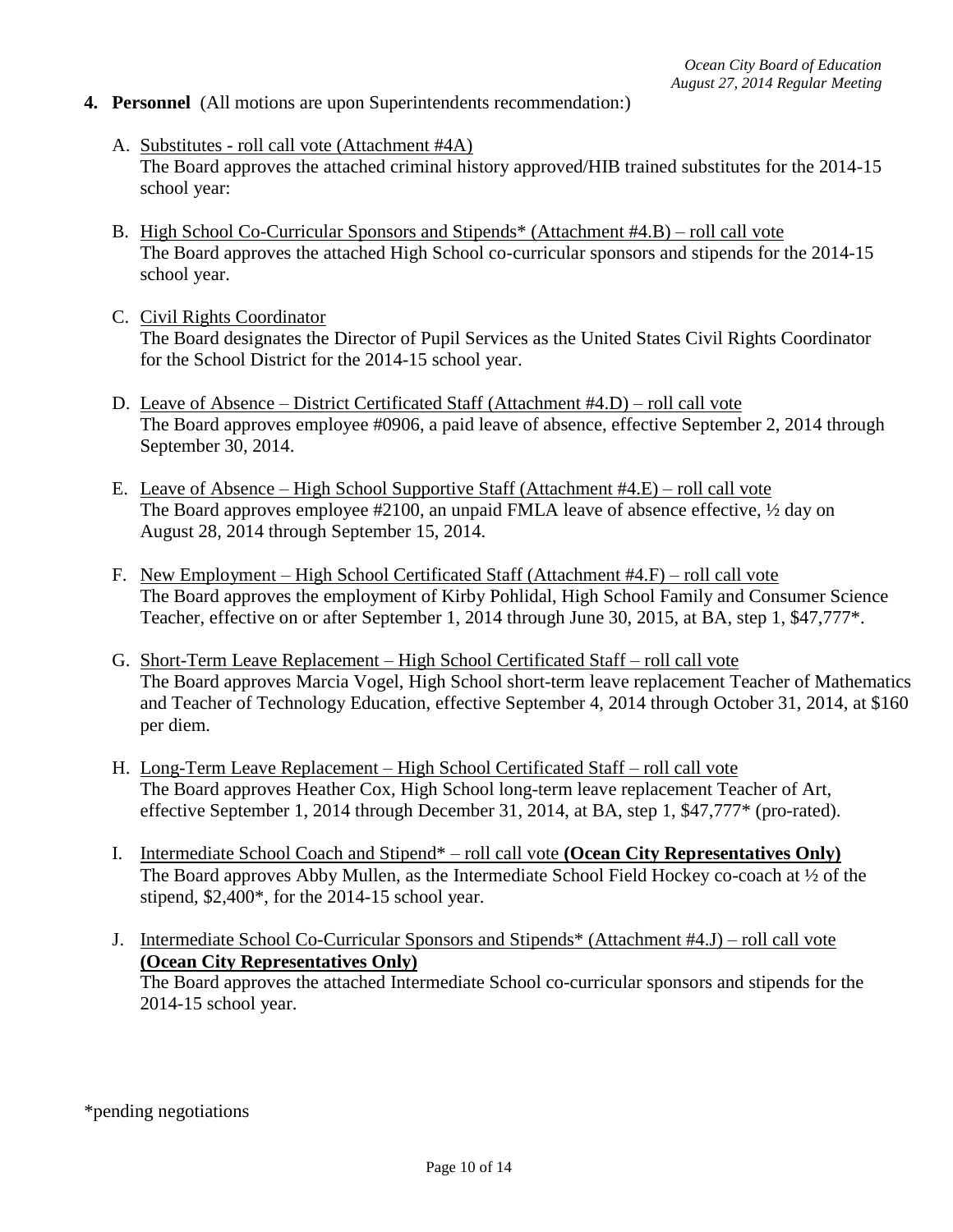**4. Personnel** (All motions are upon Superintendents recommendation:)

A. Substitutes - roll call vote (Attachment #4A)
The Board approves the attached criminal history approved/HIB trained substitutes for the 2014-15 school year:

B. High School Co-Curricular Sponsors and Stipends* (Attachment #4.B) – roll call vote
The Board approves the attached High School co-curricular sponsors and stipends for the 2014-15 school year.

C. Civil Rights Coordinator
The Board designates the Director of Pupil Services as the United States Civil Rights Coordinator for the School District for the 2014-15 school year.

D. Leave of Absence – District Certificated Staff (Attachment #4.D) – roll call vote
The Board approves employee #0906, a paid leave of absence, effective September 2, 2014 through September 30, 2014.

E. Leave of Absence – High School Supportive Staff (Attachment #4.E) – roll call vote
The Board approves employee #2100, an unpaid FMLA leave of absence effective, ½ day on August 28, 2014 through September 15, 2014.

F. New Employment – High School Certificated Staff (Attachment #4.F) – roll call vote
The Board approves the employment of Kirby Pohlidal, High School Family and Consumer Science Teacher, effective on or after September 1, 2014 through June 30, 2015, at BA, step 1, $47,777*.

G. Short-Term Leave Replacement – High School Certificated Staff – roll call vote
The Board approves Marcia Vogel, High School short-term leave replacement Teacher of Mathematics and Teacher of Technology Education, effective September 4, 2014 through October 31, 2014, at $160 per diem.

H. Long-Term Leave Replacement – High School Certificated Staff – roll call vote
The Board approves Heather Cox, High School long-term leave replacement Teacher of Art, effective September 1, 2014 through December 31, 2014, at BA, step 1, $47,777* (pro-rated).

I. Intermediate School Coach and Stipend* – roll call vote **(Ocean City Representatives Only)**
The Board approves Abby Mullen, as the Intermediate School Field Hockey co-coach at ½ of the stipend, $2,400*, for the 2014-15 school year.

J. Intermediate School Co-Curricular Sponsors and Stipends* (Attachment #4.J) – roll call vote **(Ocean City Representatives Only)**
The Board approves the attached Intermediate School co-curricular sponsors and stipends for the 2014-15 school year.

*pending negotiations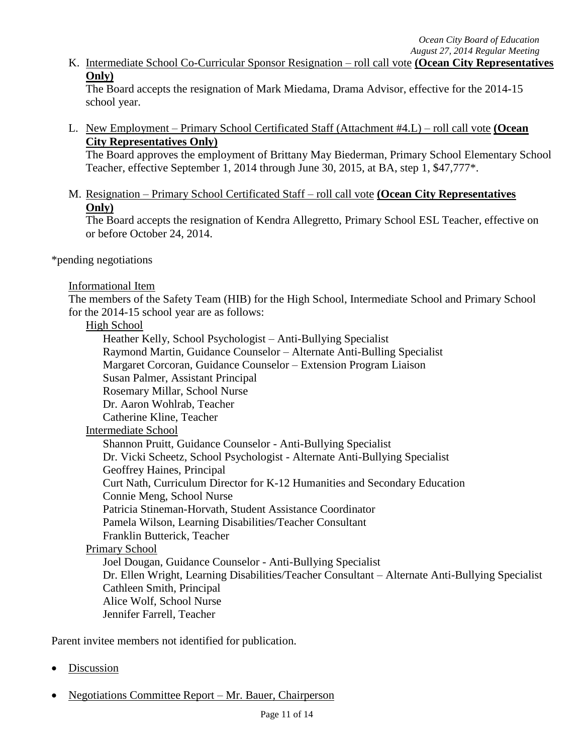K. Intermediate School Co-Curricular Sponsor Resignation – roll call vote **(Ocean City Representatives Only)**

   The Board accepts the resignation of Mark Miedama, Drama Advisor, effective for the 2014-15 school year.

L. New Employment – Primary School Certificated Staff (Attachment #4.L) – roll call vote **(Ocean City Representatives Only)**

   The Board approves the employment of Brittany May Biederman, Primary School Elementary School Teacher, effective September 1, 2014 through June 30, 2015, at BA, step 1, $47,777*.

M. Resignation – Primary School Certificated Staff – roll call vote **(Ocean City Representatives Only)**

   The Board accepts the resignation of Kendra Allegretto, Primary School ESL Teacher, effective on or before October 24, 2014.

*pending negotiations

Informational Item

The members of the Safety Team (HIB) for the High School, Intermediate School and Primary School for the 2014-15 school year are as follows:

High School

- Heather Kelly, School Psychologist – Anti-Bullying Specialist
- Raymond Martin, Guidance Counselor – Alternate Anti-Bulling Specialist
- Margaret Corcoran, Guidance Counselor – Extension Program Liaison
- Susan Palmer, Assistant Principal
- Rosemary Millar, School Nurse
- Dr. Aaron Wohlrab, Teacher
- Catherine Kline, Teacher

Intermediate School

- Shannon Pruitt, Guidance Counselor - Anti-Bullying Specialist
- Dr. Vicki Scheetz, School Psychologist - Alternate Anti-Bullying Specialist
- Geoffrey Haines, Principal
- Curt Nath, Curriculum Director for K-12 Humanities and Secondary Education
- Connie Meng, School Nurse
- Patricia Stineman-Horvath, Student Assistance Coordinator
- Pamela Wilson, Learning Disabilities/Teacher Consultant
- Franklin Butterick, Teacher

Primary School

- Joel Dougan, Guidance Counselor - Anti-Bullying Specialist
- Dr. Ellen Wright, Learning Disabilities/Teacher Consultant – Alternate Anti-Bullying Specialist
- Cathleen Smith, Principal
- Alice Wolf, School Nurse
- Jennifer Farrell, Teacher

Parent invitee members not identified for publication.

- Discussion

- Negotiations Committee Report – Mr. Bauer, Chairperson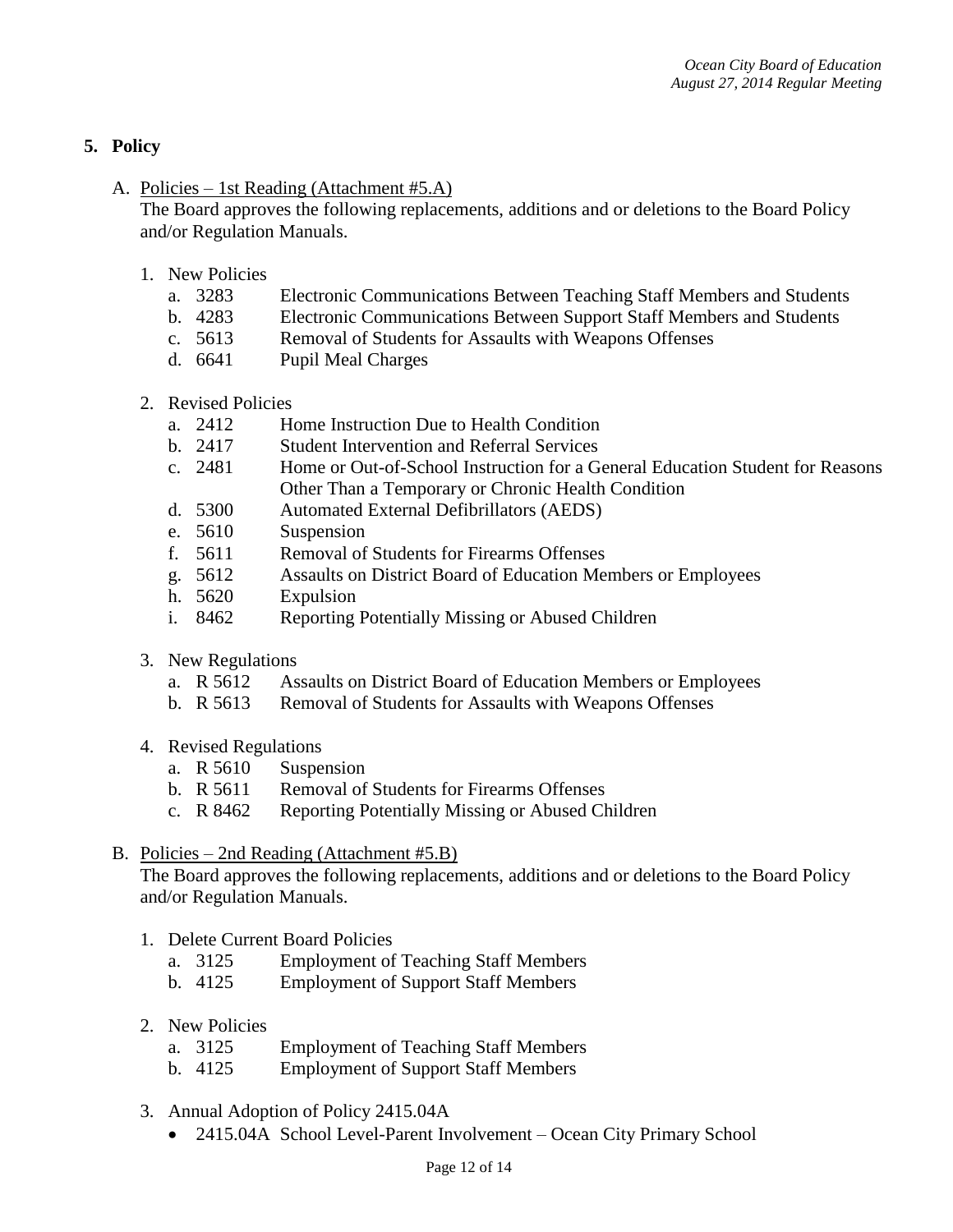## 5. Policy

A. <u>Policies – 1st Reading (Attachment #5.A)</u>
The Board approves the following replacements, additions and or deletions to the Board Policy and/or Regulation Manuals.

1. New Policies
   a. 3283 Electronic Communications Between Teaching Staff Members and Students
   b. 4283 Electronic Communications Between Support Staff Members and Students
   c. 5613 Removal of Students for Assaults with Weapons Offenses
   d. 6641 Pupil Meal Charges

2. Revised Policies
   a. 2412 Home Instruction Due to Health Condition
   b. 2417 Student Intervention and Referral Services
   c. 2481 Home or Out-of-School Instruction for a General Education Student for Reasons Other Than a Temporary or Chronic Health Condition
   d. 5300 Automated External Defibrillators (AEDS)
   e. 5610 Suspension
   f. 5611 Removal of Students for Firearms Offenses
   g. 5612 Assaults on District Board of Education Members or Employees
   h. 5620 Expulsion
   i. 8462 Reporting Potentially Missing or Abused Children

3. New Regulations
   a. R 5612 Assaults on District Board of Education Members or Employees
   b. R 5613 Removal of Students for Assaults with Weapons Offenses

4. Revised Regulations
   a. R 5610 Suspension
   b. R 5611 Removal of Students for Firearms Offenses
   c. R 8462 Reporting Potentially Missing or Abused Children

B. <u>Policies – 2nd Reading (Attachment #5.B)</u>
The Board approves the following replacements, additions and or deletions to the Board Policy and/or Regulation Manuals.

1. Delete Current Board Policies
   a. 3125 Employment of Teaching Staff Members
   b. 4125 Employment of Support Staff Members

2. New Policies
   a. 3125 Employment of Teaching Staff Members
   b. 4125 Employment of Support Staff Members

3. Annual Adoption of Policy 2415.04A
   - 2415.04A School Level-Parent Involvement – Ocean City Primary School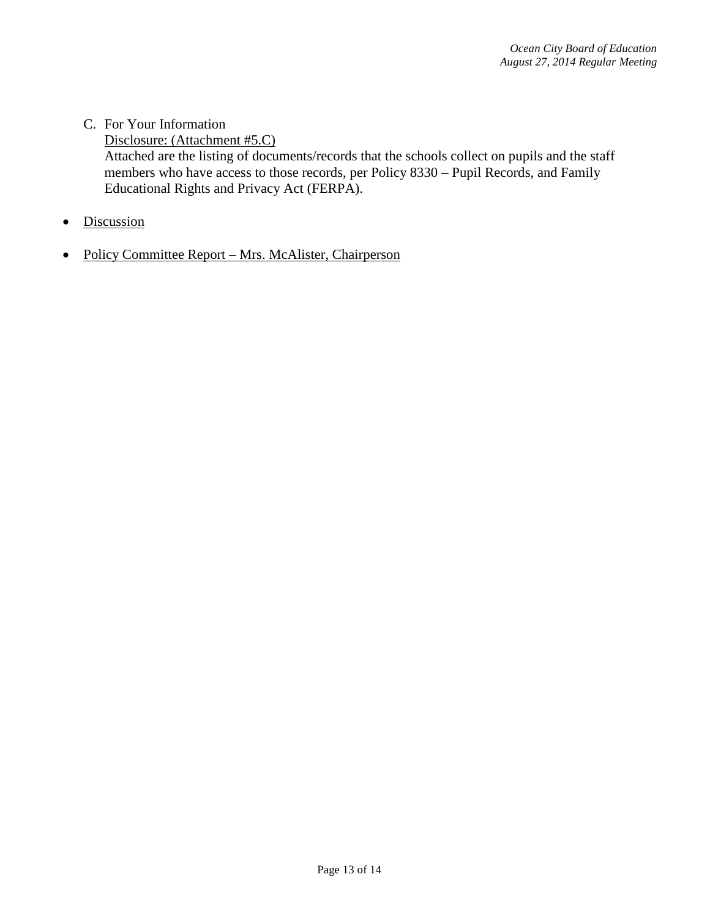C. For Your Information

   Disclosure: (Attachment #5.C)

   Attached are the listing of documents/records that the schools collect on pupils and the staff members who have access to those records, per Policy 8330 – Pupil Records, and Family Educational Rights and Privacy Act (FERPA).

- Discussion

- Policy Committee Report – Mrs. McAlister, Chairperson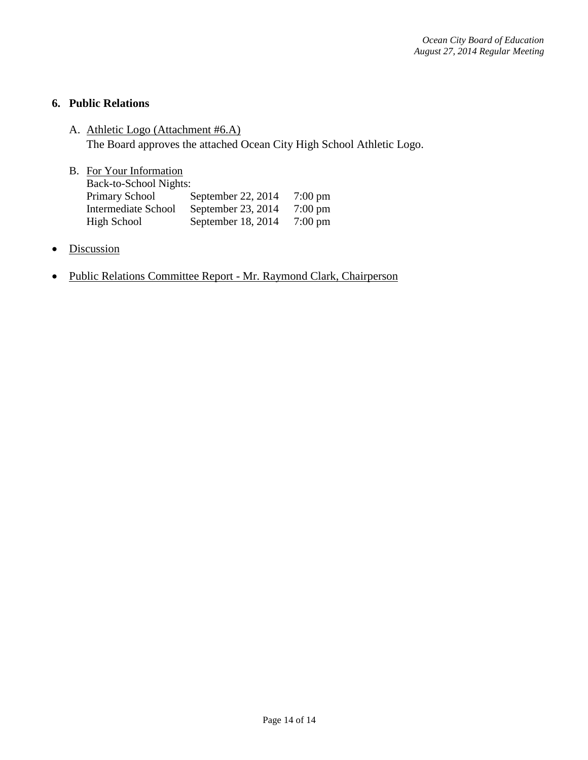## 6. Public Relations

A. Athletic Logo (Attachment #6.A)
The Board approves the attached Ocean City High School Athletic Logo.

B. For Your Information
Back-to-School Nights:

| | | |
|---|---|---|
| Primary School | September 22, 2014 | 7:00 pm |
| Intermediate School | September 23, 2014 | 7:00 pm |
| High School | September 18, 2014 | 7:00 pm |

- Discussion
- Public Relations Committee Report - Mr. Raymond Clark, Chairperson